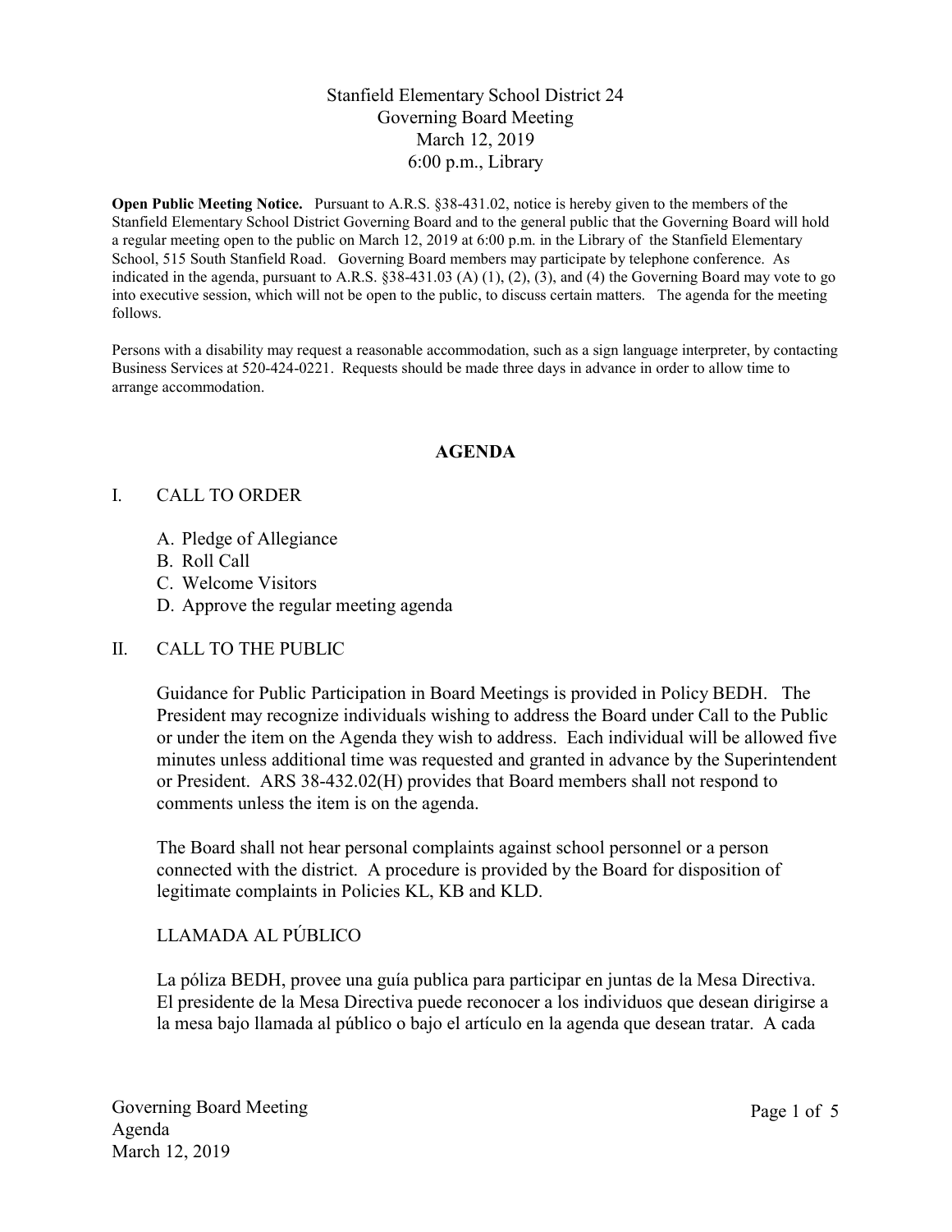# Stanfield Elementary School District 24
## Governing Board Meeting
## March 12, 2019
## 6:00 p.m., Library

**Open Public Meeting Notice.** Pursuant to A.R.S. §38-431.02, notice is hereby given to the members of the Stanfield Elementary School District Governing Board and to the general public that the Governing Board will hold a regular meeting open to the public on March 12, 2019 at 6:00 p.m. in the Library of the Stanfield Elementary School, 515 South Stanfield Road. Governing Board members may participate by telephone conference. As indicated in the agenda, pursuant to A.R.S. §38-431.03 (A) (1), (2), (3), and (4) the Governing Board may vote to go into executive session, which will not be open to the public, to discuss certain matters. The agenda for the meeting follows.

Persons with a disability may request a reasonable accommodation, such as a sign language interpreter, by contacting Business Services at 520-424-0221. Requests should be made three days in advance in order to allow time to arrange accommodation.

## AGENDA

I. CALL TO ORDER

A. Pledge of Allegiance
B. Roll Call
C. Welcome Visitors
D. Approve the regular meeting agenda

II. CALL TO THE PUBLIC

Guidance for Public Participation in Board Meetings is provided in Policy BEDH. The President may recognize individuals wishing to address the Board under Call to the Public or under the item on the Agenda they wish to address. Each individual will be allowed five minutes unless additional time was requested and granted in advance by the Superintendent or President. ARS 38-432.02(H) provides that Board members shall not respond to comments unless the item is on the agenda.

The Board shall not hear personal complaints against school personnel or a person connected with the district. A procedure is provided by the Board for disposition of legitimate complaints in Policies KL, KB and KLD.

LLAMADA AL PÚBLICO

La póliza BEDH, provee una guía publica para participar en juntas de la Mesa Directiva. El presidente de la Mesa Directiva puede reconocer a los individuos que desean dirigirse a la mesa bajo llamada al público o bajo el artículo en la agenda que desean tratar. A cada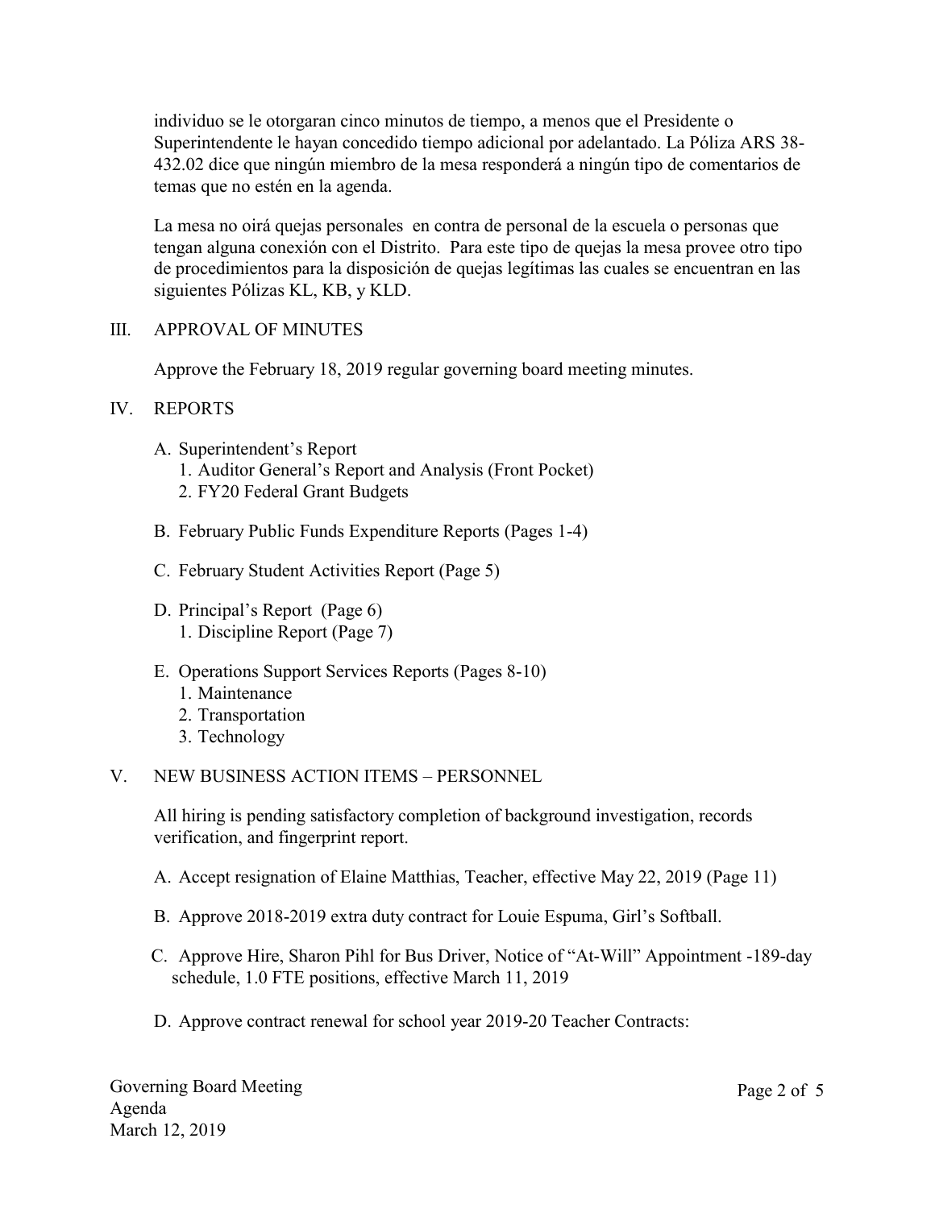individuo se le otorgaran cinco minutos de tiempo, a menos que el Presidente o Superintendente le hayan concedido tiempo adicional por adelantado. La Póliza ARS 38-432.02 dice que ningún miembro de la mesa responderá a ningún tipo de comentarios de temas que no estén en la agenda.

La mesa no oirá quejas personales en contra de personal de la escuela o personas que tengan alguna conexión con el Distrito. Para este tipo de quejas la mesa provee otro tipo de procedimientos para la disposición de quejas legítimas las cuales se encuentran en las siguientes Pólizas KL, KB, y KLD.

## III. APPROVAL OF MINUTES

Approve the February 18, 2019 regular governing board meeting minutes.

## IV. REPORTS

A. Superintendent's Report
   1. Auditor General's Report and Analysis (Front Pocket)
   2. FY20 Federal Grant Budgets

B. February Public Funds Expenditure Reports (Pages 1-4)

C. February Student Activities Report (Page 5)

D. Principal's Report (Page 6)
   1. Discipline Report (Page 7)

E. Operations Support Services Reports (Pages 8-10)
   1. Maintenance
   2. Transportation
   3. Technology

## V. NEW BUSINESS ACTION ITEMS – PERSONNEL

All hiring is pending satisfactory completion of background investigation, records verification, and fingerprint report.

A. Accept resignation of Elaine Matthias, Teacher, effective May 22, 2019 (Page 11)

B. Approve 2018-2019 extra duty contract for Louie Espuma, Girl's Softball.

C. Approve Hire, Sharon Pihl for Bus Driver, Notice of "At-Will" Appointment -189-day schedule, 1.0 FTE positions, effective March 11, 2019

D. Approve contract renewal for school year 2019-20 Teacher Contracts: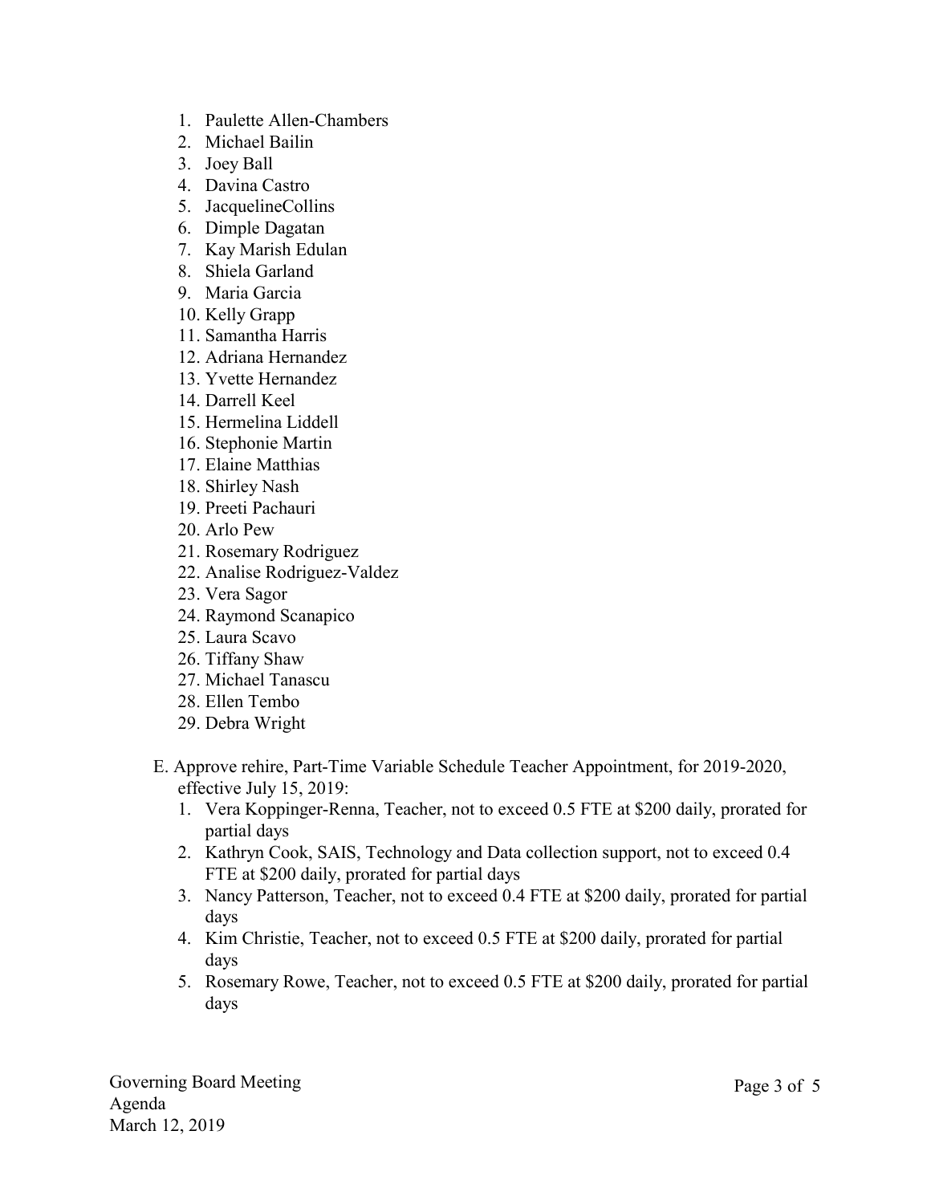1. Paulette Allen-Chambers
2. Michael Bailin
3. Joey Ball
4. Davina Castro
5. JacquelineCollins
6. Dimple Dagatan
7. Kay Marish Edulan
8. Shiela Garland
9. Maria Garcia
10. Kelly Grapp
11. Samantha Harris
12. Adriana Hernandez
13. Yvette Hernandez
14. Darrell Keel
15. Hermelina Liddell
16. Stephonie Martin
17. Elaine Matthias
18. Shirley Nash
19. Preeti Pachauri
20. Arlo Pew
21. Rosemary Rodriguez
22. Analise Rodriguez-Valdez
23. Vera Sagor
24. Raymond Scanapico
25. Laura Scavo
26. Tiffany Shaw
27. Michael Tanascu
28. Ellen Tembo
29. Debra Wright

E. Approve rehire, Part-Time Variable Schedule Teacher Appointment, for 2019-2020, effective July 15, 2019:

1. Vera Koppinger-Renna, Teacher, not to exceed 0.5 FTE at $200 daily, prorated for partial days
2. Kathryn Cook, SAIS, Technology and Data collection support, not to exceed 0.4 FTE at $200 daily, prorated for partial days
3. Nancy Patterson, Teacher, not to exceed 0.4 FTE at $200 daily, prorated for partial days
4. Kim Christie, Teacher, not to exceed 0.5 FTE at $200 daily, prorated for partial days
5. Rosemary Rowe, Teacher, not to exceed 0.5 FTE at $200 daily, prorated for partial days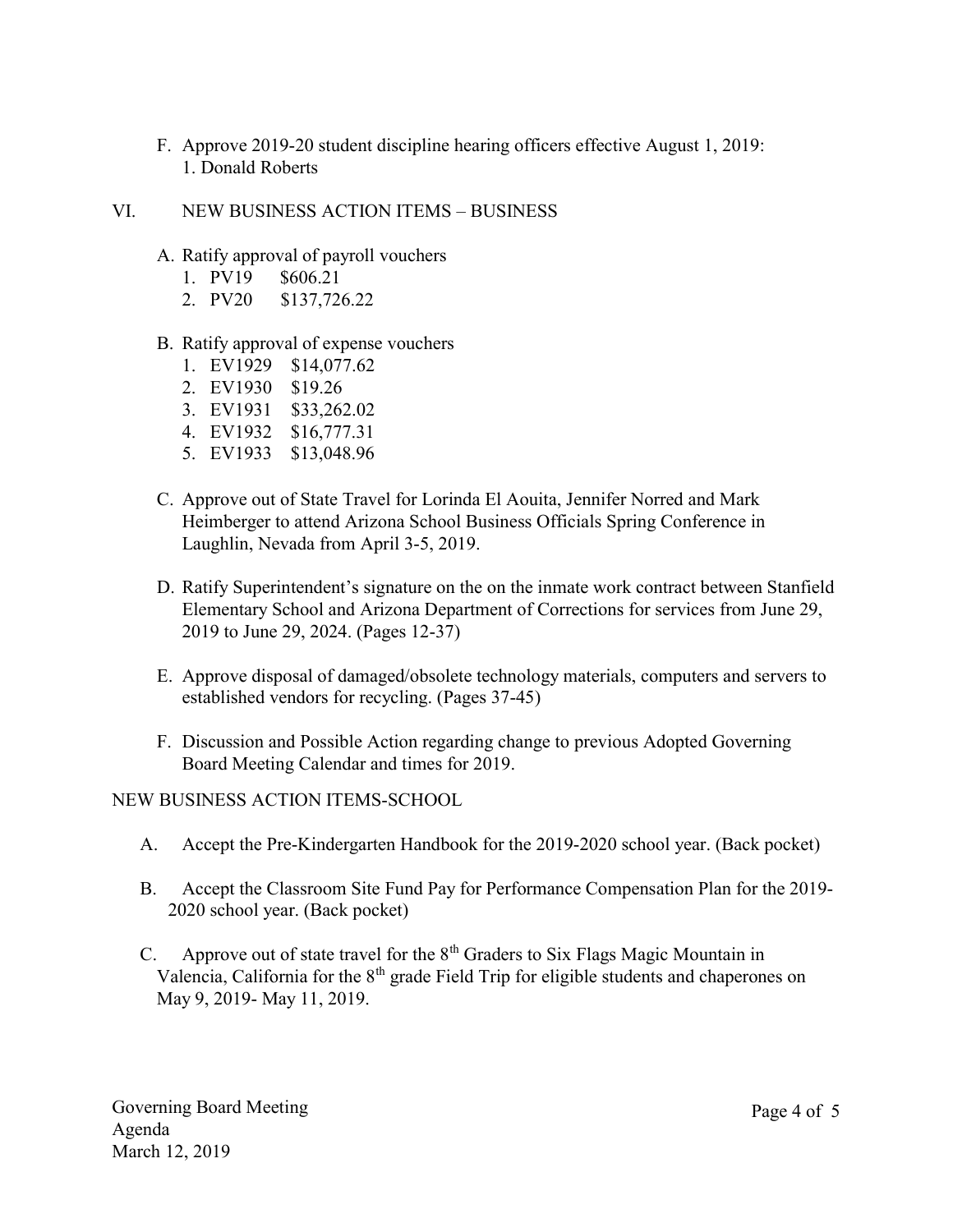F. Approve 2019-20 student discipline hearing officers effective August 1, 2019:
   1. Donald Roberts

## VI. NEW BUSINESS ACTION ITEMS – BUSINESS

A. Ratify approval of payroll vouchers
   1. PV19 $606.21
   2. PV20 $137,726.22

B. Ratify approval of expense vouchers
   1. EV1929 $14,077.62
   2. EV1930 $19.26
   3. EV1931 $33,262.02
   4. EV1932 $16,777.31
   5. EV1933 $13,048.96

C. Approve out of State Travel for Lorinda El Aouita, Jennifer Norred and Mark Heimberger to attend Arizona School Business Officials Spring Conference in Laughlin, Nevada from April 3-5, 2019.

D. Ratify Superintendent's signature on the on the inmate work contract between Stanfield Elementary School and Arizona Department of Corrections for services from June 29, 2019 to June 29, 2024. (Pages 12-37)

E. Approve disposal of damaged/obsolete technology materials, computers and servers to established vendors for recycling. (Pages 37-45)

F. Discussion and Possible Action regarding change to previous Adopted Governing Board Meeting Calendar and times for 2019.

## NEW BUSINESS ACTION ITEMS-SCHOOL

A. Accept the Pre-Kindergarten Handbook for the 2019-2020 school year. (Back pocket)

B. Accept the Classroom Site Fund Pay for Performance Compensation Plan for the 2019-2020 school year. (Back pocket)

C. Approve out of state travel for the 8th Graders to Six Flags Magic Mountain in Valencia, California for the 8th grade Field Trip for eligible students and chaperones on May 9, 2019- May 11, 2019.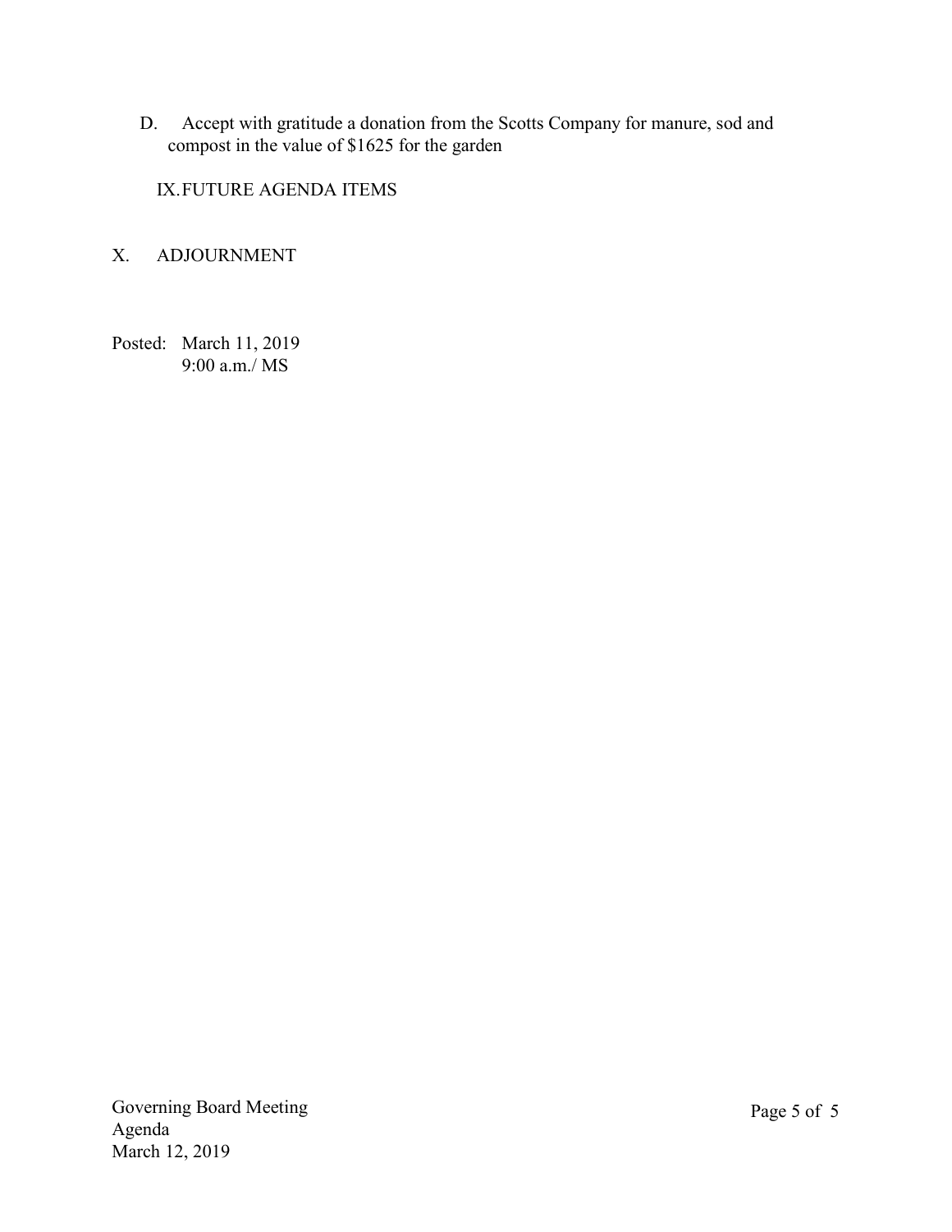D. Accept with gratitude a donation from the Scotts Company for manure, sod and compost in the value of $1625 for the garden

IX. FUTURE AGENDA ITEMS

X. ADJOURNMENT

Posted: March 11, 2019
9:00 a.m./ MS